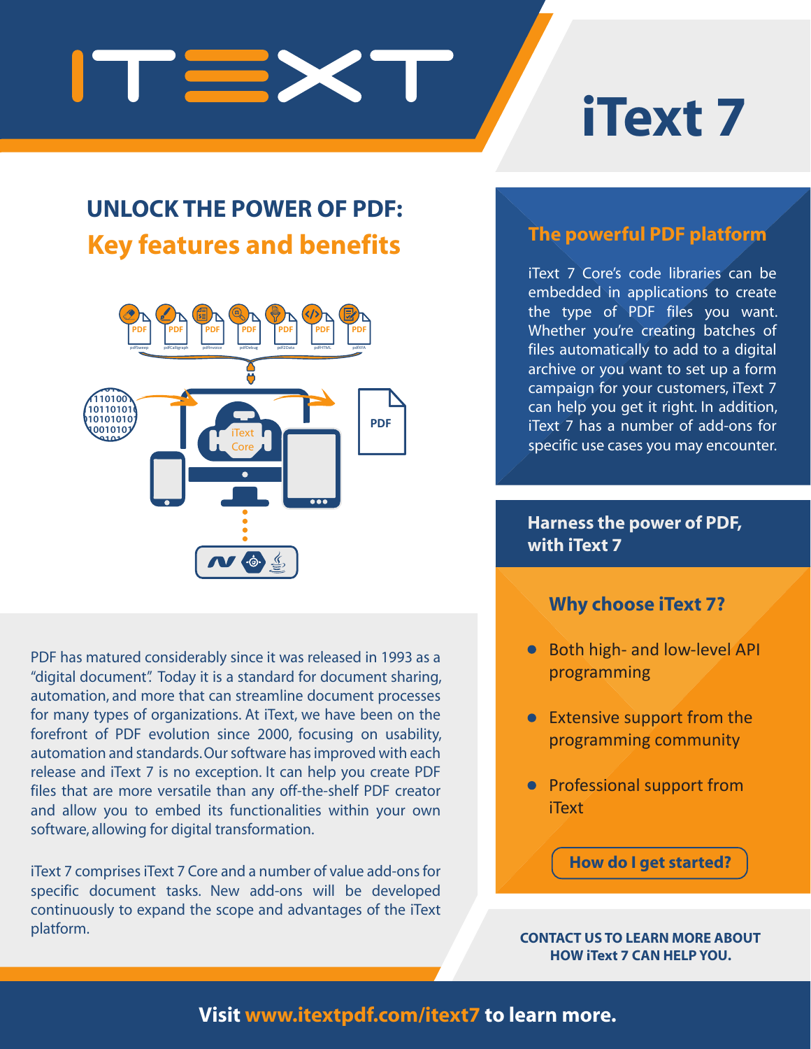# iText 7

## UNLOCK THE POWER OF PDF:

## Key features and benefits

PDF has matured considerably since it was released in 1993 as a "digital document". Today it is a standard for document sharing, automation, and more that can streamline document processes for many types of organizations. At iText, we have been on the forefront of PDF evolution since 2000, focusing on usability, automation and standards. Our software has improved with each release and iText 7 is no exception. It can help you create PDF files that are more versatile than any off-the-shelf PDF creator and allow you to embed its functionalities within your own software, allowing for digital transformation.

iText 7 comprises iText 7 Core and a number of value add-ons for specific document tasks. New add-ons will be developed continuously to expand the scope and advantages of the iText platform.

### The powerful PDF platform

iText 7 Core's code libraries can be embedded in applications to create the type of PDF files you want. Whether you're creating batches of files automatically to add to a digital archive or you want to set up a form campaign for your customers, iText 7 can help you get it right. In addition, iText 7 has a number of add-ons for specific use cases you may encounter.

### Harness the power of PDF, with iText 7

### Why choose iText 7?

- Both high- and low-level API programming
- Extensive support from the programming community
- Professional support from iText

**How do I get started?**

**CONTACT US TO LEARN MORE ABOUT HOW iText 7 CAN HELP YOU.**

**Visit www.itextpdf.com/itext7 to learn more.**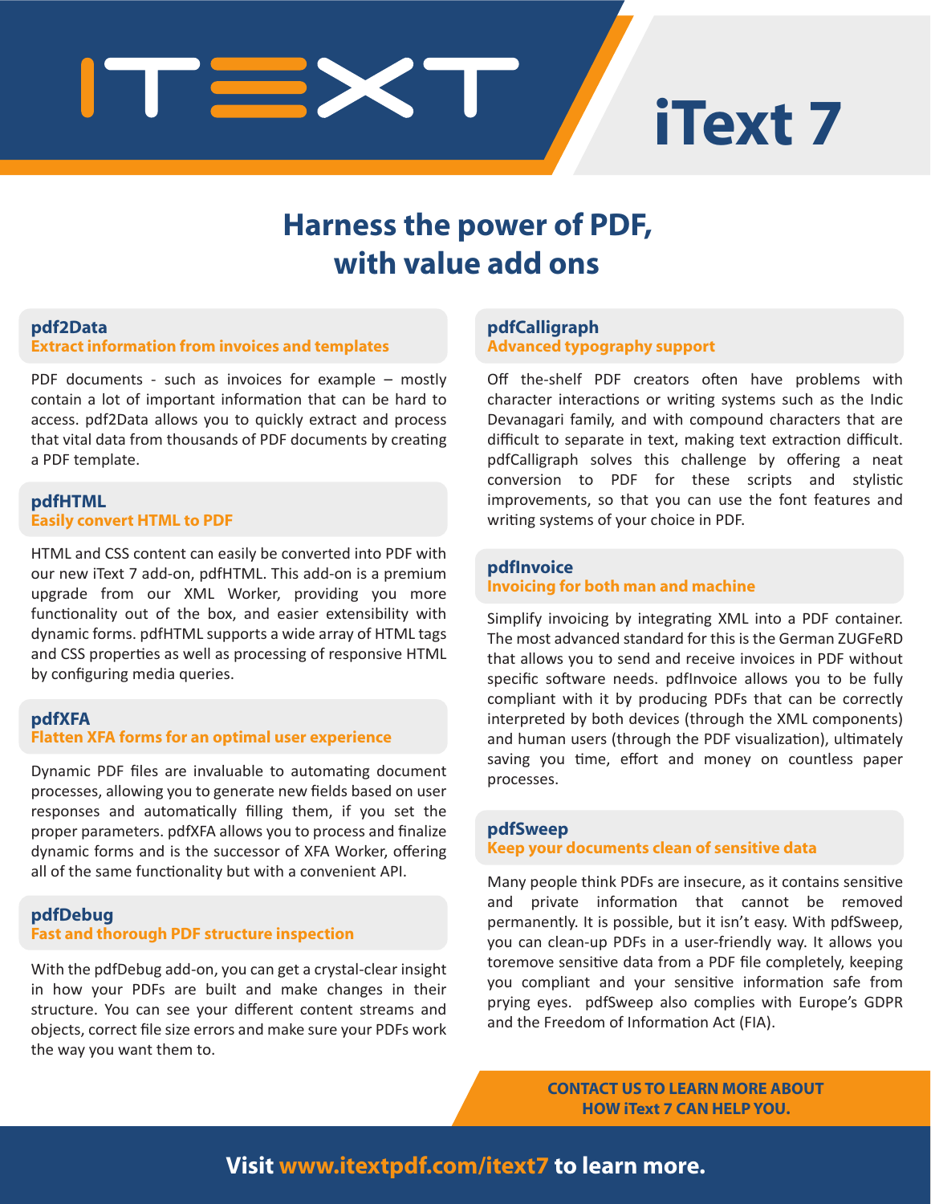# iText 7

## Harness the power of PDF, with value add ons

### pdf2Data

**Extract information from invoices and templates**

PDF documents - such as invoices for example – mostly contain a lot of important information that can be hard to access. pdf2Data allows you to quickly extract and process that vital data from thousands of PDF documents by creating a PDF template.

### pdfHTML

**Easily convert HTML to PDF**

HTML and CSS content can easily be converted into PDF with our new iText 7 add-on, pdfHTML. This add-on is a premium upgrade from our XML Worker, providing you more functionality out of the box, and easier extensibility with dynamic forms. pdfHTML supports a wide array of HTML tags and CSS properties as well as processing of responsive HTML by configuring media queries.

### pdfXFA

**Flatten XFA forms for an optimal user experience**

Dynamic PDF files are invaluable to automating document processes, allowing you to generate new fields based on user responses and automatically filling them, if you set the proper parameters. pdfXFA allows you to process and finalize dynamic forms and is the successor of XFA Worker, offering all of the same functionality but with a convenient API.

### pdfDebug

**Fast and thorough PDF structure inspection**

With the pdfDebug add-on, you can get a crystal-clear insight in how your PDFs are built and make changes in their structure. You can see your different content streams and objects, correct file size errors and make sure your PDFs work the way you want them to.

### pdfCalligraph

**Advanced typography support**

Off the-shelf PDF creators often have problems with character interactions or writing systems such as the Indic Devanagari family, and with compound characters that are difficult to separate in text, making text extraction difficult. pdfCalligraph solves this challenge by offering a neat conversion to PDF for these scripts and stylistic improvements, so that you can use the font features and writing systems of your choice in PDF.

### pdfInvoice

**Invoicing for both man and machine**

Simplify invoicing by integrating XML into a PDF container. The most advanced standard for this is the German ZUGFeRD that allows you to send and receive invoices in PDF without specific software needs. pdfInvoice allows you to be fully compliant with it by producing PDFs that can be correctly interpreted by both devices (through the XML components) and human users (through the PDF visualization), ultimately saving you time, effort and money on countless paper processes.

### pdfSweep

**Keep your documents clean of sensitive data**

Many people think PDFs are insecure, as it contains sensitive and private information that cannot be removed permanently. It is possible, but it isn't easy. With pdfSweep, you can clean-up PDFs in a user-friendly way. It allows you toremove sensitive data from a PDF file completely, keeping you compliant and your sensitive information safe from prying eyes. pdfSweep also complies with Europe's GDPR and the Freedom of Information Act (FIA).

**CONTACT US TO LEARN MORE ABOUT HOW iText 7 CAN HELP YOU.**

**Visit www.itextpdf.com/itext7 to learn more.**